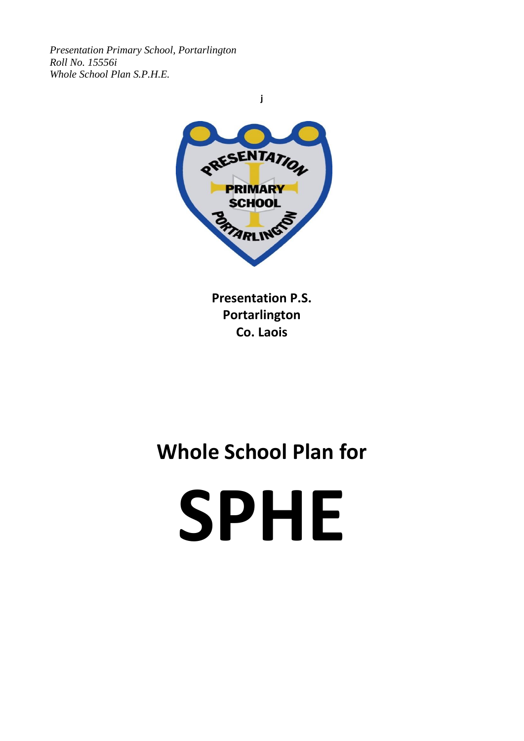*Presentation Primary School, Portarlington*
*Roll No. 15556i*
*Whole School Plan S.P.H.E.*

j

**Presentation P.S.**
**Portarlington**
**Co. Laois**

# Whole School Plan for

# SPHE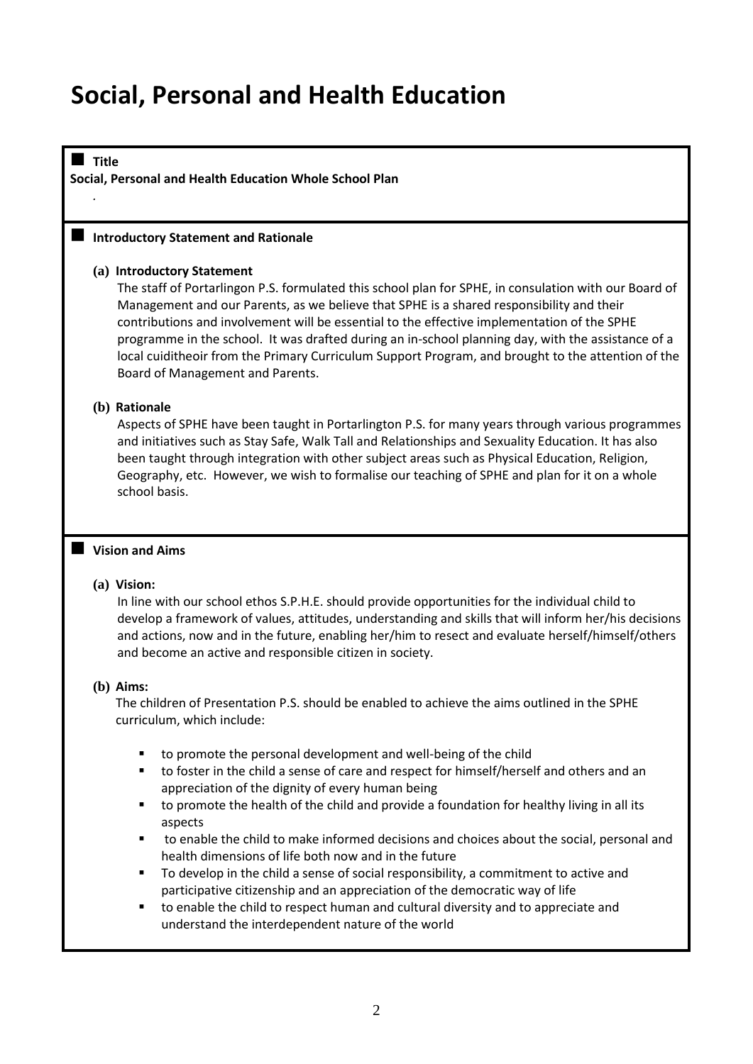# Social, Personal and Health Education

## Title

**Social, Personal and Health Education Whole School Plan**

.

## Introductory Statement and Rationale

**(a) Introductory Statement**

The staff of Portarlingon P.S. formulated this school plan for SPHE, in consulation with our Board of Management and our Parents, as we believe that SPHE is a shared responsibility and their contributions and involvement will be essential to the effective implementation of the SPHE programme in the school. It was drafted during an in-school planning day, with the assistance of a local cuiditheoir from the Primary Curriculum Support Program, and brought to the attention of the Board of Management and Parents.

**(b) Rationale**

Aspects of SPHE have been taught in Portarlington P.S. for many years through various programmes and initiatives such as Stay Safe, Walk Tall and Relationships and Sexuality Education. It has also been taught through integration with other subject areas such as Physical Education, Religion, Geography, etc. However, we wish to formalise our teaching of SPHE and plan for it on a whole school basis.

## Vision and Aims

**(a) Vision:**

In line with our school ethos S.P.H.E. should provide opportunities for the individual child to develop a framework of values, attitudes, understanding and skills that will inform her/his decisions and actions, now and in the future, enabling her/him to resect and evaluate herself/himself/others and become an active and responsible citizen in society.

**(b) Aims:**

The children of Presentation P.S. should be enabled to achieve the aims outlined in the SPHE curriculum, which include:

- to promote the personal development and well-being of the child
- to foster in the child a sense of care and respect for himself/herself and others and an appreciation of the dignity of every human being
- to promote the health of the child and provide a foundation for healthy living in all its aspects
- to enable the child to make informed decisions and choices about the social, personal and health dimensions of life both now and in the future
- To develop in the child a sense of social responsibility, a commitment to active and participative citizenship and an appreciation of the democratic way of life
- to enable the child to respect human and cultural diversity and to appreciate and understand the interdependent nature of the world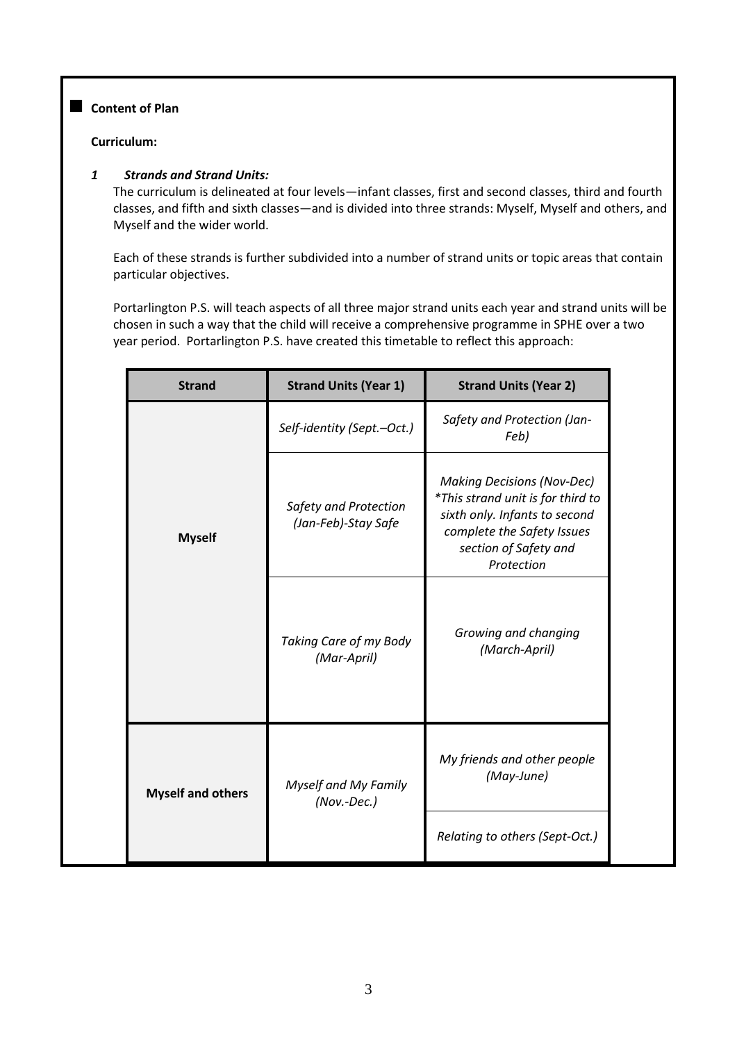**Content of Plan**

**Curriculum:**

***1 Strands and Strand Units:***

The curriculum is delineated at four levels—infant classes, first and second classes, third and fourth classes, and fifth and sixth classes—and is divided into three strands: Myself, Myself and others, and Myself and the wider world.

Each of these strands is further subdivided into a number of strand units or topic areas that contain particular objectives.

Portarlington P.S. will teach aspects of all three major strand units each year and strand units will be chosen in such a way that the child will receive a comprehensive programme in SPHE over a two year period. Portarlington P.S. have created this timetable to reflect this approach:

| Strand | Strand Units (Year 1) | Strand Units (Year 2) |
|---|---|---|
| **Myself** | *Self-identity (Sept.–Oct.)* | *Safety and Protection (Jan-Feb)* |
| | *Safety and Protection (Jan-Feb)-Stay Safe* | *Making Decisions (Nov-Dec) *This strand unit is for third to sixth only. Infants to second complete the Safety Issues section of Safety and Protection* |
| | *Taking Care of my Body (Mar-April)* | *Growing and changing (March-April)* |
| **Myself and others** | *Myself and My Family (Nov.-Dec.)* | *My friends and other people (May-June)* |
| | | *Relating to others (Sept-Oct.)* |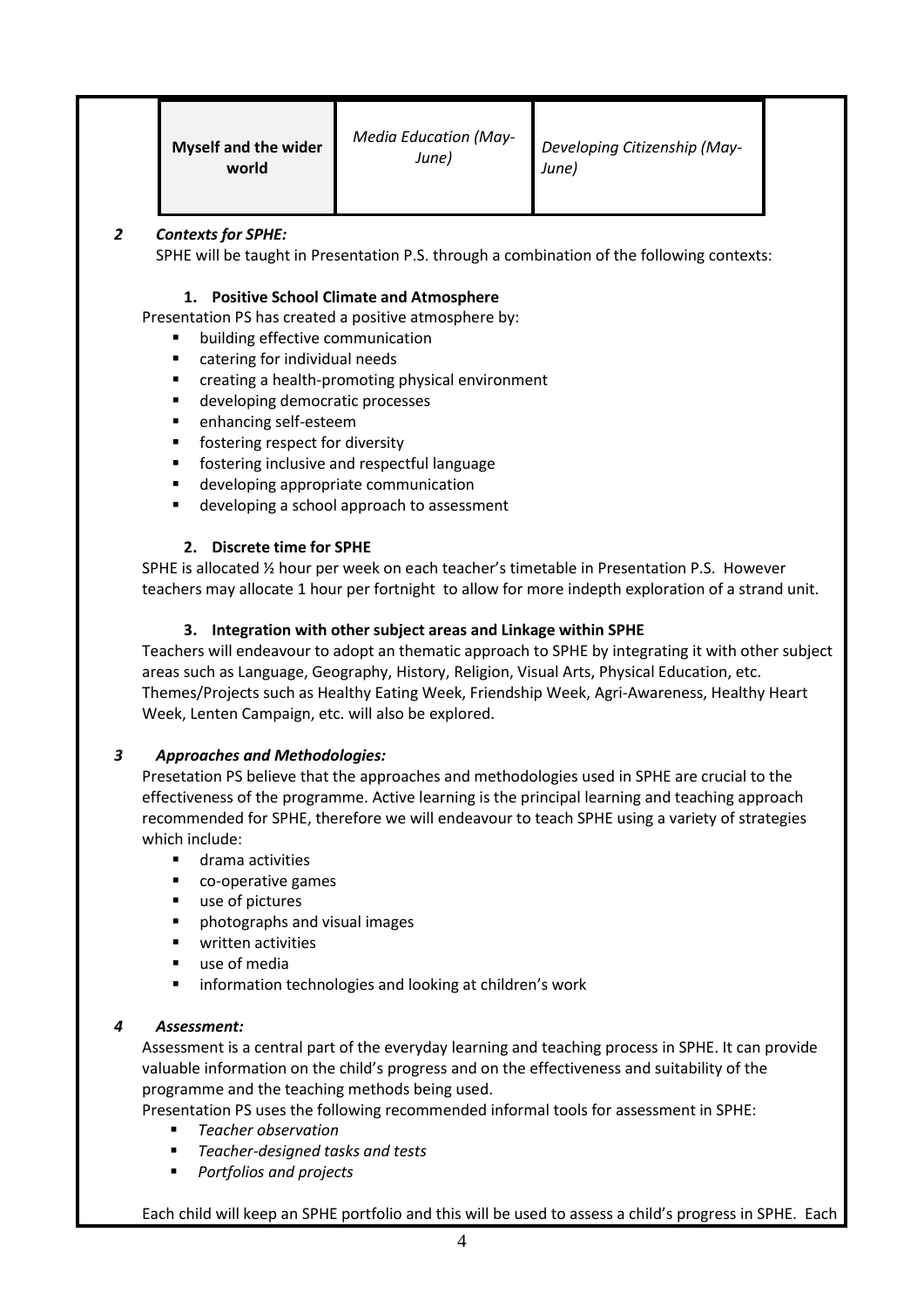| Myself and the wider world | *Media Education (May-June)* | *Developing Citizenship (May-June)* |
|---|---|---|

## *2 Contexts for SPHE:*

SPHE will be taught in Presentation P.S. through a combination of the following contexts:

### 1. Positive School Climate and Atmosphere

Presentation PS has created a positive atmosphere by:

- building effective communication
- catering for individual needs
- creating a health-promoting physical environment
- developing democratic processes
- enhancing self-esteem
- fostering respect for diversity
- fostering inclusive and respectful language
- developing appropriate communication
- developing a school approach to assessment

### 2. Discrete time for SPHE

SPHE is allocated ½ hour per week on each teacher's timetable in Presentation P.S. However teachers may allocate 1 hour per fortnight to allow for more indepth exploration of a strand unit.

### 3. Integration with other subject areas and Linkage within SPHE

Teachers will endeavour to adopt an thematic approach to SPHE by integrating it with other subject areas such as Language, Geography, History, Religion, Visual Arts, Physical Education, etc. Themes/Projects such as Healthy Eating Week, Friendship Week, Agri-Awareness, Healthy Heart Week, Lenten Campaign, etc. will also be explored.

## *3 Approaches and Methodologies:*

Presetation PS believe that the approaches and methodologies used in SPHE are crucial to the effectiveness of the programme. Active learning is the principal learning and teaching approach recommended for SPHE, therefore we will endeavour to teach SPHE using a variety of strategies which include:

- drama activities
- co-operative games
- use of pictures
- photographs and visual images
- written activities
- use of media
- information technologies and looking at children's work

## *4 Assessment:*

Assessment is a central part of the everyday learning and teaching process in SPHE. It can provide valuable information on the child's progress and on the effectiveness and suitability of the programme and the teaching methods being used.

Presentation PS uses the following recommended informal tools for assessment in SPHE:

- *Teacher observation*
- *Teacher-designed tasks and tests*
- *Portfolios and projects*

Each child will keep an SPHE portfolio and this will be used to assess a child's progress in SPHE. Each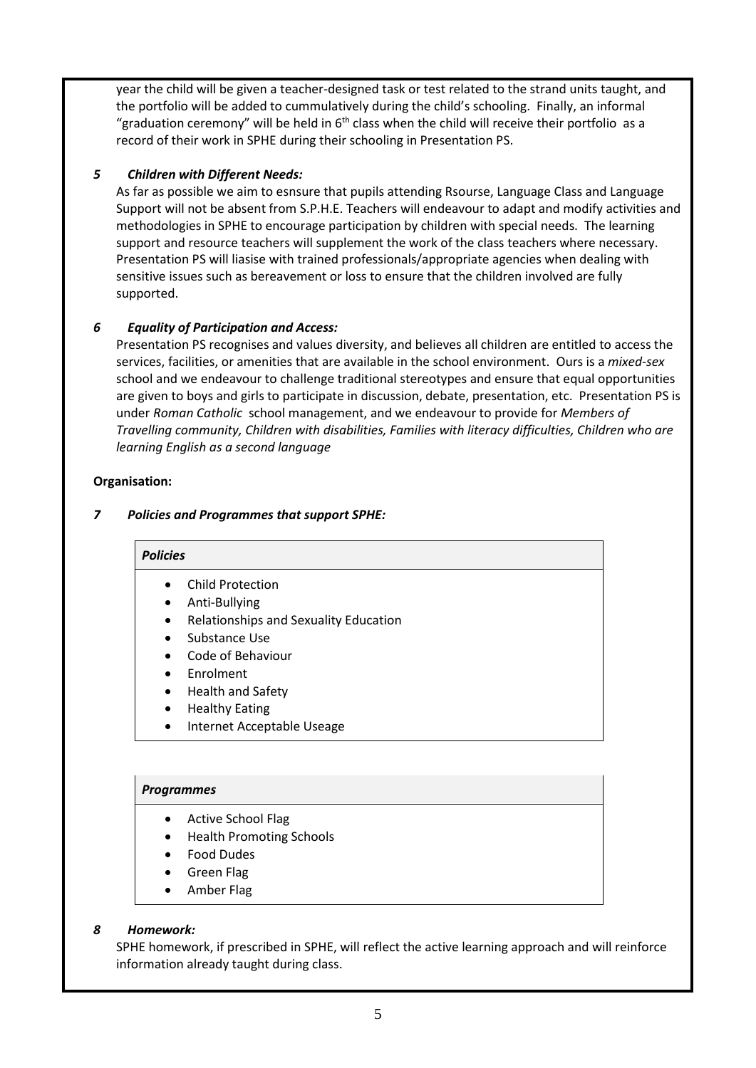year the child will be given a teacher-designed task or test related to the strand units taught, and the portfolio will be added to cummulatively during the child's schooling. Finally, an informal "graduation ceremony" will be held in 6th class when the child will receive their portfolio as a record of their work in SPHE during their schooling in Presentation PS.

### *5 Children with Different Needs:*

As far as possible we aim to esnsure that pupils attending Rsourse, Language Class and Language Support will not be absent from S.P.H.E. Teachers will endeavour to adapt and modify activities and methodologies in SPHE to encourage participation by children with special needs. The learning support and resource teachers will supplement the work of the class teachers where necessary. Presentation PS will liasise with trained professionals/appropriate agencies when dealing with sensitive issues such as bereavement or loss to ensure that the children involved are fully supported.

### *6 Equality of Participation and Access:*

Presentation PS recognises and values diversity, and believes all children are entitled to access the services, facilities, or amenities that are available in the school environment. Ours is a *mixed-sex* school and we endeavour to challenge traditional stereotypes and ensure that equal opportunities are given to boys and girls to participate in discussion, debate, presentation, etc. Presentation PS is under *Roman Catholic* school management, and we endeavour to provide for *Members of Travelling community, Children with disabilities, Families with literacy difficulties, Children who are learning English as a second language*

**Organisation:**

### *7 Policies and Programmes that support SPHE:*

***Policies***

- Child Protection
- Anti-Bullying
- Relationships and Sexuality Education
- Substance Use
- Code of Behaviour
- Enrolment
- Health and Safety
- Healthy Eating
- Internet Acceptable Useage

***Programmes***

- Active School Flag
- Health Promoting Schools
- Food Dudes
- Green Flag
- Amber Flag

### *8 Homework:*

SPHE homework, if prescribed in SPHE, will reflect the active learning approach and will reinforce information already taught during class.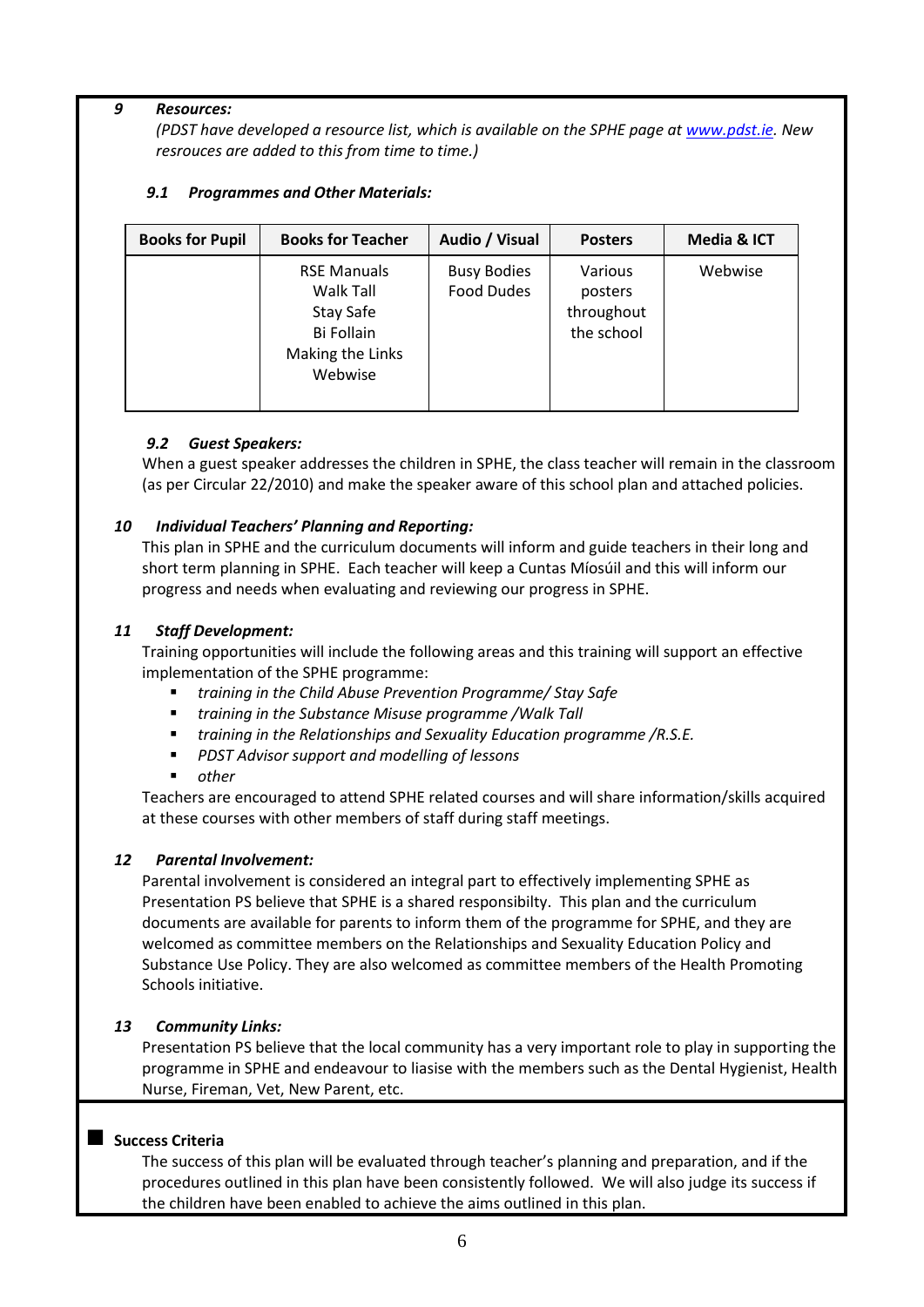### 9 Resources:

*(PDST have developed a resource list, which is available on the SPHE page at [www.pdst.ie](www.pdst.ie). New resrouces are added to this from time to time.)*

#### 9.1 Programmes and Other Materials:

| Books for Pupil | Books for Teacher | Audio / Visual | Posters | Media & ICT |
|---|---|---|---|---|
| | RSE Manuals<br>Walk Tall<br>Stay Safe<br>Bi Follain<br>Making the Links<br>Webwise | Busy Bodies<br>Food Dudes | Various posters throughout the school | Webwise |

#### 9.2 Guest Speakers:

When a guest speaker addresses the children in SPHE, the class teacher will remain in the classroom (as per Circular 22/2010) and make the speaker aware of this school plan and attached policies.

### 10 Individual Teachers' Planning and Reporting:

This plan in SPHE and the curriculum documents will inform and guide teachers in their long and short term planning in SPHE. Each teacher will keep a Cuntas Míosúil and this will inform our progress and needs when evaluating and reviewing our progress in SPHE.

### 11 Staff Development:

Training opportunities will include the following areas and this training will support an effective implementation of the SPHE programme:

- *training in the Child Abuse Prevention Programme/ Stay Safe*
- *training in the Substance Misuse programme /Walk Tall*
- *training in the Relationships and Sexuality Education programme /R.S.E.*
- *PDST Advisor support and modelling of lessons*
- *other*

Teachers are encouraged to attend SPHE related courses and will share information/skills acquired at these courses with other members of staff during staff meetings.

### 12 Parental Involvement:

Parental involvement is considered an integral part to effectively implementing SPHE as Presentation PS believe that SPHE is a shared responsibilty. This plan and the curriculum documents are available for parents to inform them of the programme for SPHE, and they are welcomed as committee members on the Relationships and Sexuality Education Policy and Substance Use Policy. They are also welcomed as committee members of the Health Promoting Schools initiative.

### 13 Community Links:

Presentation PS believe that the local community has a very important role to play in supporting the programme in SPHE and endeavour to liaise with the members such as the Dental Hygienist, Health Nurse, Fireman, Vet, New Parent, etc.

### Success Criteria

The success of this plan will be evaluated through teacher's planning and preparation, and if the procedures outlined in this plan have been consistently followed. We will also judge its success if the children have been enabled to achieve the aims outlined in this plan.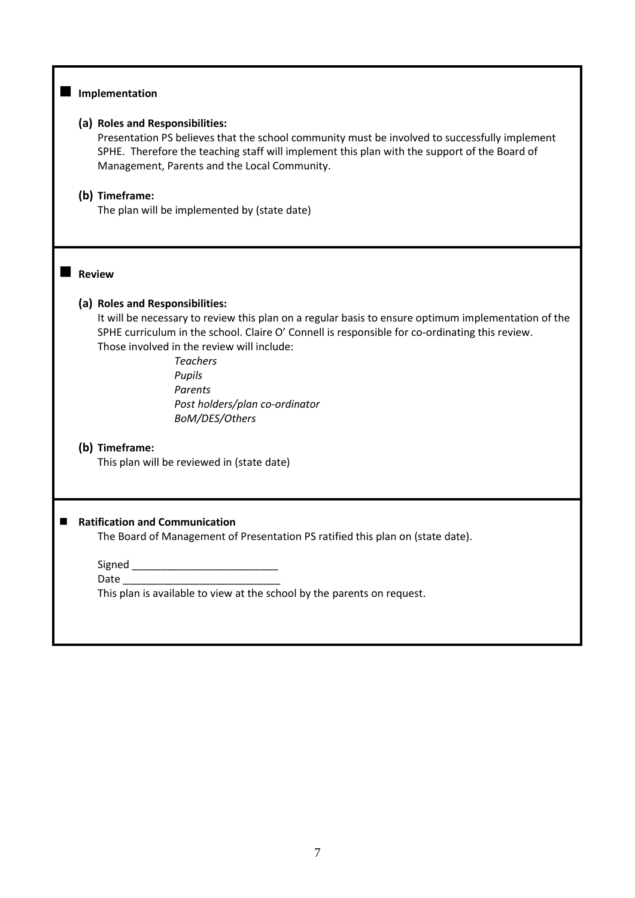## Implementation

**(a) Roles and Responsibilities:**

Presentation PS believes that the school community must be involved to successfully implement SPHE. Therefore the teaching staff will implement this plan with the support of the Board of Management, Parents and the Local Community.

**(b) Timeframe:**

The plan will be implemented by (state date)

## Review

**(a) Roles and Responsibilities:**

It will be necessary to review this plan on a regular basis to ensure optimum implementation of the SPHE curriculum in the school. Claire O' Connell is responsible for co-ordinating this review.

Those involved in the review will include:

*Teachers*
*Pupils*
*Parents*
*Post holders/plan co-ordinator*
*BoM/DES/Others*

**(b) Timeframe:**

This plan will be reviewed in (state date)

## Ratification and Communication

The Board of Management of Presentation PS ratified this plan on (state date).

Signed _________________________

Date ___________________________

This plan is available to view at the school by the parents on request.